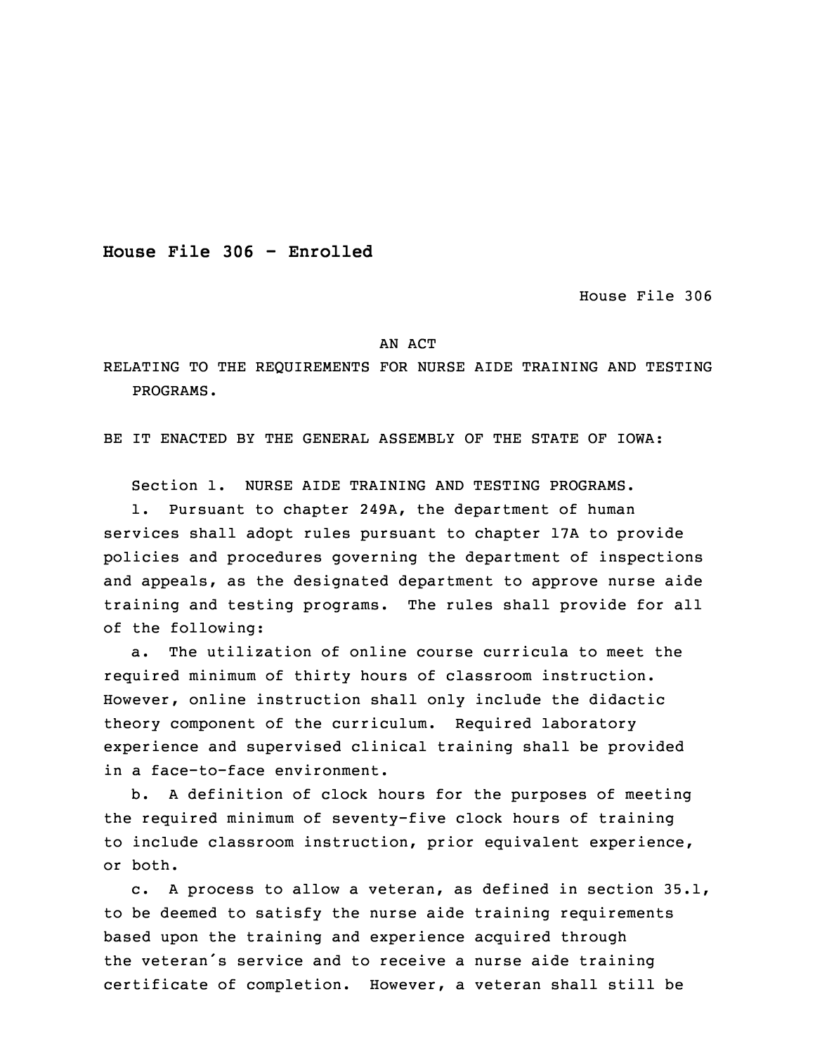**House File 306 - Enrolled**

House File 306

AN ACT

RELATING TO THE REQUIREMENTS FOR NURSE AIDE TRAINING AND TESTING PROGRAMS.

BE IT ENACTED BY THE GENERAL ASSEMBLY OF THE STATE OF IOWA:

Section 1. NURSE AIDE TRAINING AND TESTING PROGRAMS.

1. Pursuant to chapter 249A, the department of human services shall adopt rules pursuant to chapter 17A to provide policies and procedures governing the department of inspections and appeals, as the designated department to approve nurse aide training and testing programs. The rules shall provide for all of the following:

a. The utilization of online course curricula to meet the required minimum of thirty hours of classroom instruction. However, online instruction shall only include the didactic theory component of the curriculum. Required laboratory experience and supervised clinical training shall be provided in a face-to-face environment.

b. A definition of clock hours for the purposes of meeting the required minimum of seventy-five clock hours of training to include classroom instruction, prior equivalent experience, or both.

c. A process to allow a veteran, as defined in section 35.1, to be deemed to satisfy the nurse aide training requirements based upon the training and experience acquired through the veteran's service and to receive a nurse aide training certificate of completion. However, a veteran shall still be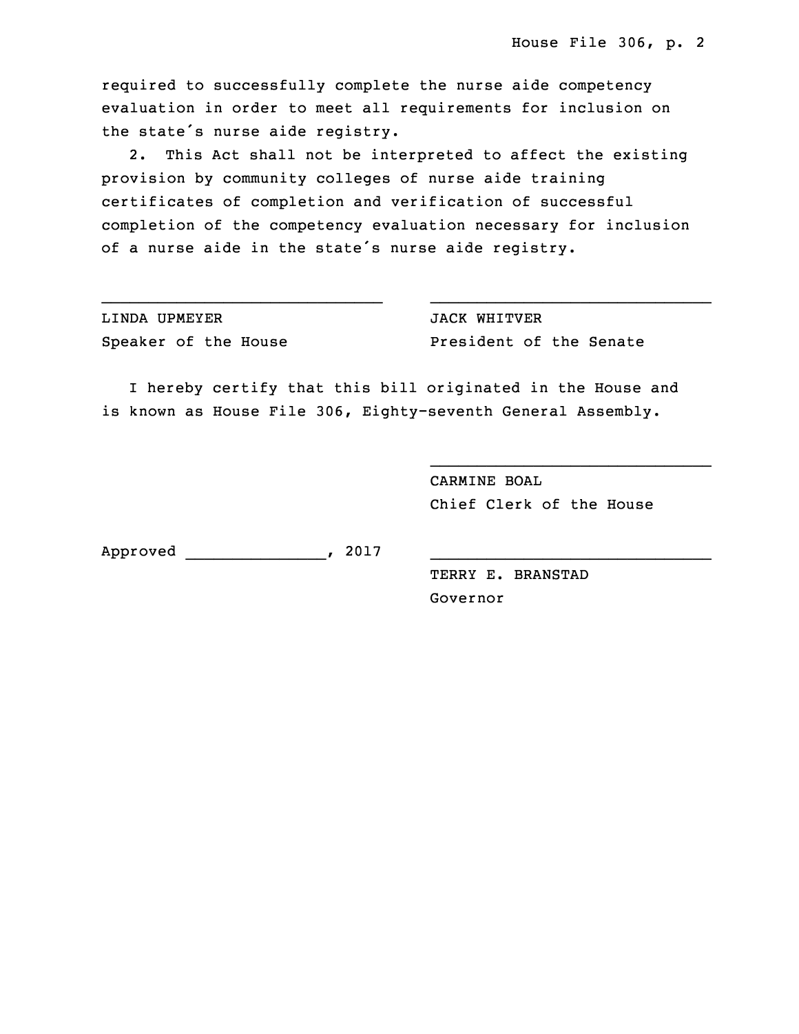required to successfully complete the nurse aide competency evaluation in order to meet all requirements for inclusion on the state's nurse aide registry.

2. This Act shall not be interpreted to affect the existing provision by community colleges of nurse aide training certificates of completion and verification of successful completion of the competency evaluation necessary for inclusion of a nurse aide in the state's nurse aide registry.

______________________________
LINDA UPMEYER
Speaker of the House

______________________________
JACK WHITVER
President of the Senate

I hereby certify that this bill originated in the House and is known as House File 306, Eighty-seventh General Assembly.

______________________________
CARMINE BOAL
Chief Clerk of the House

Approved _______________, 2017

______________________________
TERRY E. BRANSTAD
Governor